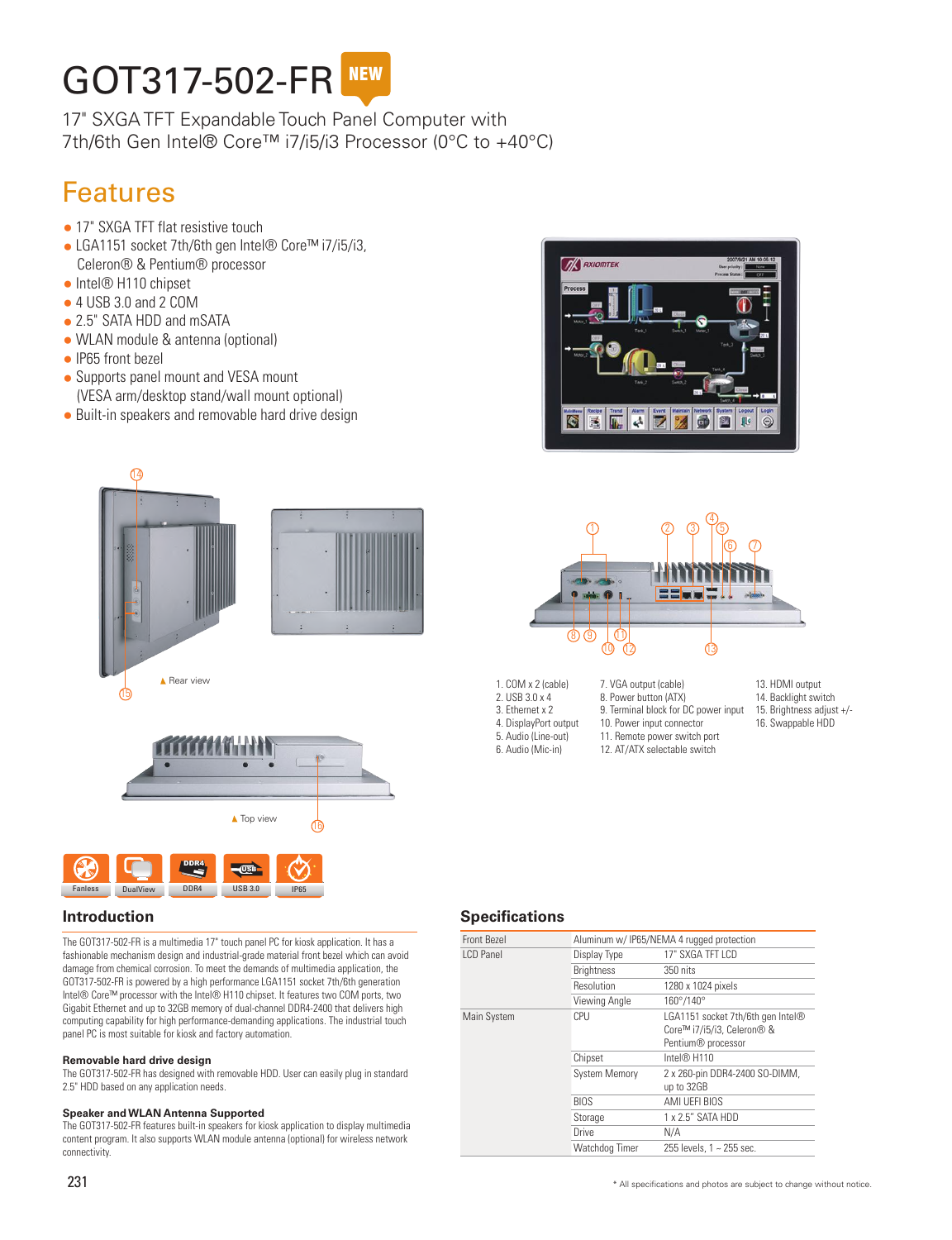# GOT317-502-FR NEW

17" SXGA TFT Expandable Touch Panel Computer with 7th/6th Gen Intel® Core™ i7/i5/i3 Processor (0°C to +40°C)

## Features

- 17" SXGA TFT flat resistive touch
- LGA1151 socket 7th/6th gen Intel® Core™ i7/i5/i3, Celeron® & Pentium® processor
- Intel® H110 chipset
- 4 USB 3.0 and 2 COM
- 2.5" SATA HDD and mSATA
- WLAN module & antenna (optional)
- IP65 front bezel
- Supports panel mount and VESA mount (VESA arm/desktop stand/wall mount optional)
- Built-in speakers and removable hard drive design

▲ Rear view

▲ Top view

1. COM x 2 (cable)
2. USB 3.0 x 4
3. Ethernet x 2
4. DisplayPort output
5. Audio (Line-out)
6. Audio (Mic-in)
7. VGA output (cable)
8. Power button (ATX)
9. Terminal block for DC power input
10. Power input connector
11. Remote power switch port
12. AT/ATX selectable switch
13. HDMI output
14. Backlight switch
15. Brightness adjust +/-
16. Swappable HDD

Fanless | DualView | DDR4 | USB 3.0 | IP65

## Introduction

The GOT317-502-FR is a multimedia 17" touch panel PC for kiosk application. It has a fashionable mechanism design and industrial-grade material front bezel which can avoid damage from chemical corrosion. To meet the demands of multimedia application, the GOT317-502-FR is powered by a high performance LGA1151 socket 7th/6th generation Intel® Core™ processor with the Intel® H110 chipset. It features two COM ports, two Gigabit Ethernet and up to 32GB memory of dual-channel DDR4-2400 that delivers high computing capability for high performance-demanding applications. The industrial touch panel PC is most suitable for kiosk and factory automation.

### Removable hard drive design

The GOT317-502-FR has designed with removable HDD. User can easily plug in standard 2.5" HDD based on any application needs.

### Speaker and WLAN Antenna Supported

The GOT317-502-FR features built-in speakers for kiosk application to display multimedia content program. It also supports WLAN module antenna (optional) for wireless network connectivity.

## Specifications

| | | |
|---|---|---|
| Front Bezel | Aluminum w/ IP65/NEMA 4 rugged protection | |
| LCD Panel | Display Type | 17" SXGA TFT LCD |
| | Brightness | 350 nits |
| | Resolution | 1280 x 1024 pixels |
| | Viewing Angle | 160°/140° |
| Main System | CPU | LGA1151 socket 7th/6th gen Intel® Core™ i7/i5/i3, Celeron® & Pentium® processor |
| | Chipset | Intel® H110 |
| | System Memory | 2 x 260-pin DDR4-2400 SO-DIMM, up to 32GB |
| | BIOS | AMI UEFI BIOS |
| | Storage | 1 x 2.5" SATA HDD |
| | Drive | N/A |
| | Watchdog Timer | 255 levels, 1 – 255 sec. |

\* All specifications and photos are subject to change without notice.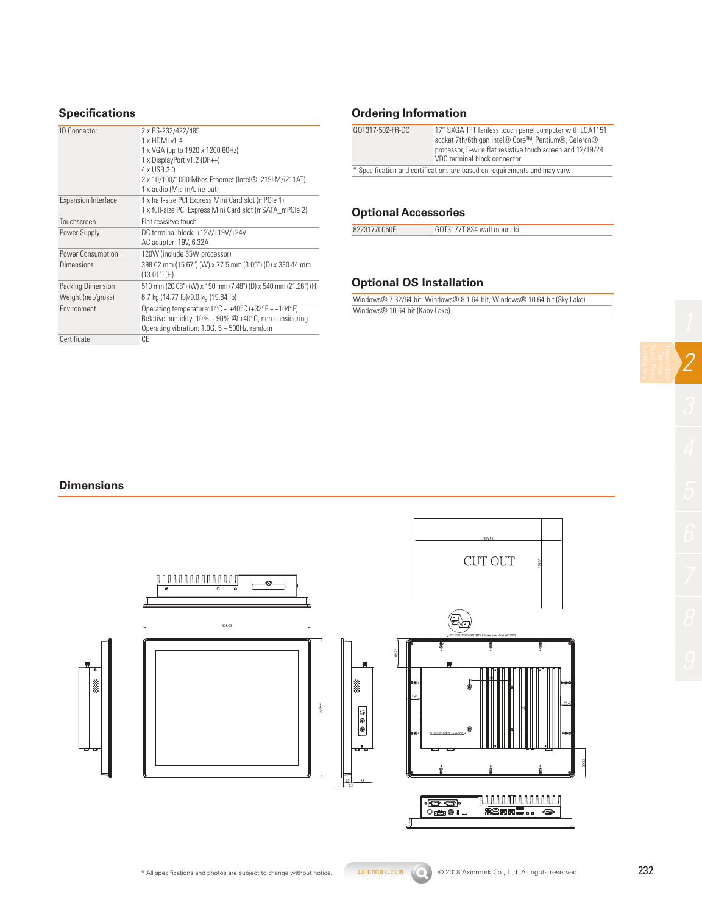## Specifications

| | |
|---|---|
| IO Connector | 2 x RS-232/422/485<br>1 x HDMI v1.4<br>1 x VGA (up to 1920 x 1200 60Hz)<br>1 x DisplayPort v1.2 (DP++)<br>4 x USB 3.0<br>2 x 10/100/1000 Mbps Ethernet (Intel® i219LM/i211AT)<br>1 x audio (Mic-in/Line-out) |
| Expansion Interface | 1 x half-size PCI Express Mini Card slot (mPCIe 1)<br>1 x full-size PCI Express Mini Card slot (mSATA_mPCIe 2) |
| Touchscreen | Flat resisitve touch |
| Power Supply | DC terminal block: +12V/+19V/+24V<br>AC adapter: 19V, 6.32A |
| Power Consumption | 120W (include 35W processor) |
| Dimensions | 398.02 mm (15.67") (W) x 77.5 mm (3.05") (D) x 330.44 mm (13.01") (H) |
| Packing Dimension | 510 mm (20.08") (W) x 190 mm (7.48") (D) x 540 mm (21.26") (H) |
| Weight (net/gross) | 6.7 kg (14.77 lb)/9.0 kg (19.84 lb) |
| Environment | Operating temperature: 0°C ~ +40°C (+32°F ~ +104°F)<br>Relative humidity: 10% ~ 90% @ +40°C, non-considering<br>Operating vibration: 1.0G, 5 ~ 500Hz, random |
| Certificate | CE |

## Ordering Information

| | |
|---|---|
| GOT317-502-FR-DC | 17" SXGA TFT fanless touch panel computer with LGA1151 socket 7th/6th gen Intel® Core™, Pentium®, Celeron® processor, 5-wire flat resistive touch screen and 12/19/24 VDC terminal block connector |

* Specification and certifications are based on requirements and may vary.

## Optional Accessories

| | |
|---|---|
| 82231770050E | GOT3177T-834 wall mount kit |

## Optional OS Installation

Windows® 7 32/64-bit, Windows® 8.1 64-bit, Windows® 10 64-bit (Sky Lake)

Windows® 10 64-bit (Kaby Lake)

## Dimensions

CUT OUT

* All specifications and photos are subject to change without notice.

axiomtek.com

© 2018 Axiomtek Co., Ltd. All rights reserved.